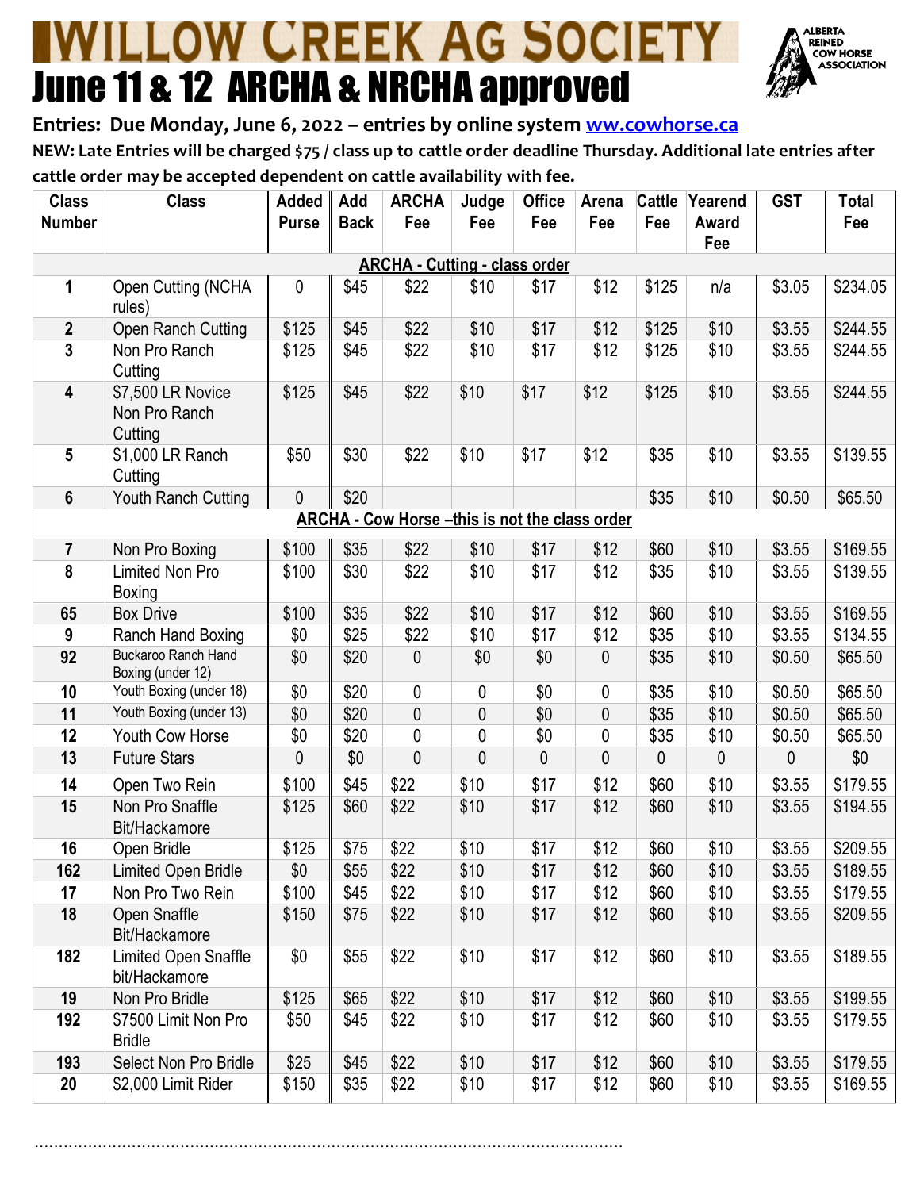# WILLOW CREEK AG SOCIETY

# June 11 & 12 ARCHA & NRCHA approved

ALBERTA REINED COW HORSE ASSOCIATION

**Entries: Due Monday, June 6, 2022 – entries by online system ww.cowhorse.ca**

**NEW: Late Entries will be charged $75 / class up to cattle order deadline Thursday. Additional late entries after cattle order may be accepted dependent on cattle availability with fee.**

| Class Number | Class | Added Purse | Add Back | ARCHA Fee | Judge Fee | Office Fee | Arena Fee | Cattle Fee | Yearend Award Fee | GST | Total Fee |
|---|---|---|---|---|---|---|---|---|---|---|---|
| | **ARCHA - Cutting - class order** | | | | | | | | | | |
| 1 | Open Cutting (NCHA rules) | 0 | $45 | $22 | $10 | $17 | $12 | $125 | n/a | $3.05 | $234.05 |
| 2 | Open Ranch Cutting | $125 | $45 | $22 | $10 | $17 | $12 | $125 | $10 | $3.55 | $244.55 |
| 3 | Non Pro Ranch Cutting | $125 | $45 | $22 | $10 | $17 | $12 | $125 | $10 | $3.55 | $244.55 |
| 4 | $7,500 LR Novice Non Pro Ranch Cutting | $125 | $45 | $22 | $10 | $17 | $12 | $125 | $10 | $3.55 | $244.55 |
| 5 | $1,000 LR Ranch Cutting | $50 | $30 | $22 | $10 | $17 | $12 | $35 | $10 | $3.55 | $139.55 |
| 6 | Youth Ranch Cutting | 0 | $20 | | | | | $35 | $10 | $0.50 | $65.50 |
| | **ARCHA - Cow Horse –this is not the class order** | | | | | | | | | | |
| 7 | Non Pro Boxing | $100 | $35 | $22 | $10 | $17 | $12 | $60 | $10 | $3.55 | $169.55 |
| 8 | Limited Non Pro Boxing | $100 | $30 | $22 | $10 | $17 | $12 | $35 | $10 | $3.55 | $139.55 |
| 65 | Box Drive | $100 | $35 | $22 | $10 | $17 | $12 | $60 | $10 | $3.55 | $169.55 |
| 9 | Ranch Hand Boxing | $0 | $25 | $22 | $10 | $17 | $12 | $35 | $10 | $3.55 | $134.55 |
| 92 | Buckaroo Ranch Hand Boxing (under 12) | $0 | $20 | 0 | $0 | $0 | 0 | $35 | $10 | $0.50 | $65.50 |
| 10 | Youth Boxing (under 18) | $0 | $20 | 0 | 0 | $0 | 0 | $35 | $10 | $0.50 | $65.50 |
| 11 | Youth Boxing (under 13) | $0 | $20 | 0 | 0 | $0 | 0 | $35 | $10 | $0.50 | $65.50 |
| 12 | Youth Cow Horse | $0 | $20 | 0 | 0 | $0 | 0 | $35 | $10 | $0.50 | $65.50 |
| 13 | Future Stars | 0 | $0 | 0 | 0 | 0 | 0 | 0 | 0 | 0 | $0 |
| 14 | Open Two Rein | $100 | $45 | $22 | $10 | $17 | $12 | $60 | $10 | $3.55 | $179.55 |
| 15 | Non Pro Snaffle Bit/Hackamore | $125 | $60 | $22 | $10 | $17 | $12 | $60 | $10 | $3.55 | $194.55 |
| 16 | Open Bridle | $125 | $75 | $22 | $10 | $17 | $12 | $60 | $10 | $3.55 | $209.55 |
| 162 | Limited Open Bridle | $0 | $55 | $22 | $10 | $17 | $12 | $60 | $10 | $3.55 | $189.55 |
| 17 | Non Pro Two Rein | $100 | $45 | $22 | $10 | $17 | $12 | $60 | $10 | $3.55 | $179.55 |
| 18 | Open Snaffle Bit/Hackamore | $150 | $75 | $22 | $10 | $17 | $12 | $60 | $10 | $3.55 | $209.55 |
| 182 | Limited Open Snaffle bit/Hackamore | $0 | $55 | $22 | $10 | $17 | $12 | $60 | $10 | $3.55 | $189.55 |
| 19 | Non Pro Bridle | $125 | $65 | $22 | $10 | $17 | $12 | $60 | $10 | $3.55 | $199.55 |
| 192 | $7500 Limit Non Pro Bridle | $50 | $45 | $22 | $10 | $17 | $12 | $60 | $10 | $3.55 | $179.55 |
| 193 | Select Non Pro Bridle | $25 | $45 | $22 | $10 | $17 | $12 | $60 | $10 | $3.55 | $179.55 |
| 20 | $2,000 Limit Rider | $150 | $35 | $22 | $10 | $17 | $12 | $60 | $10 | $3.55 | $169.55 |

..........................................................................................................................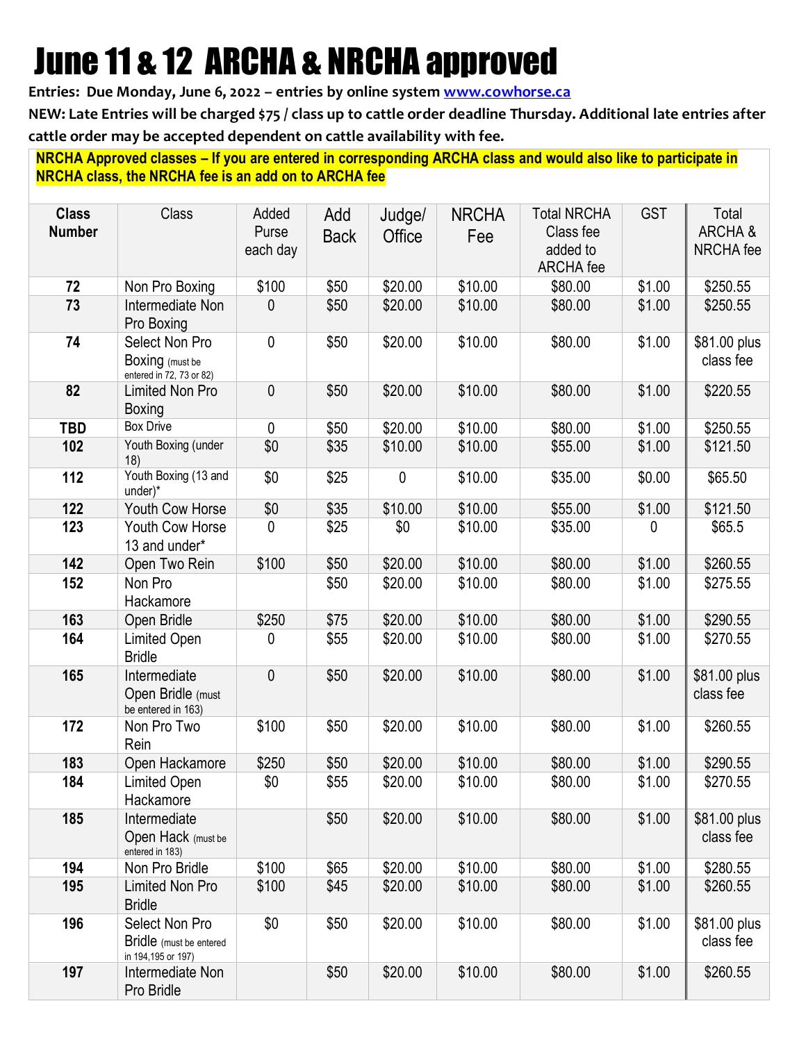# June 11 & 12 ARCHA & NRCHA approved

**Entries: Due Monday, June 6, 2022 – entries by online system [www.cowhorse.ca](www.cowhorse.ca)**

**NEW: Late Entries will be charged $75 / class up to cattle order deadline Thursday. Additional late entries after cattle order may be accepted dependent on cattle availability with fee.**

**NRCHA Approved classes – If you are entered in corresponding ARCHA class and would also like to participate in NRCHA class, the NRCHA fee is an add on to ARCHA fee**

| Class Number | Class | Added Purse each day | Add Back | Judge/ Office | NRCHA Fee | Total NRCHA Class fee added to ARCHA fee | GST | Total ARCHA & NRCHA fee |
|---|---|---|---|---|---|---|---|---|
| **72** | Non Pro Boxing | $100 | $50 | $20.00 | $10.00 | $80.00 | $1.00 | $250.55 |
| **73** | Intermediate Non Pro Boxing | 0 | $50 | $20.00 | $10.00 | $80.00 | $1.00 | $250.55 |
| **74** | Select Non Pro Boxing (must be entered in 72, 73 or 82) | 0 | $50 | $20.00 | $10.00 | $80.00 | $1.00 | $81.00 plus class fee |
| **82** | Limited Non Pro Boxing | 0 | $50 | $20.00 | $10.00 | $80.00 | $1.00 | $220.55 |
| **TBD** | Box Drive | 0 | $50 | $20.00 | $10.00 | $80.00 | $1.00 | $250.55 |
| **102** | Youth Boxing (under 18) | $0 | $35 | $10.00 | $10.00 | $55.00 | $1.00 | $121.50 |
| **112** | Youth Boxing (13 and under)* | $0 | $25 | 0 | $10.00 | $35.00 | $0.00 | $65.50 |
| **122** | Youth Cow Horse | $0 | $35 | $10.00 | $10.00 | $55.00 | $1.00 | $121.50 |
| **123** | Youth Cow Horse 13 and under* | 0 | $25 | $0 | $10.00 | $35.00 | 0 | $65.5 |
| **142** | Open Two Rein | $100 | $50 | $20.00 | $10.00 | $80.00 | $1.00 | $260.55 |
| **152** | Non Pro Hackamore | | $50 | $20.00 | $10.00 | $80.00 | $1.00 | $275.55 |
| **163** | Open Bridle | $250 | $75 | $20.00 | $10.00 | $80.00 | $1.00 | $290.55 |
| **164** | Limited Open Bridle | 0 | $55 | $20.00 | $10.00 | $80.00 | $1.00 | $270.55 |
| **165** | Intermediate Open Bridle (must be entered in 163) | 0 | $50 | $20.00 | $10.00 | $80.00 | $1.00 | $81.00 plus class fee |
| **172** | Non Pro Two Rein | $100 | $50 | $20.00 | $10.00 | $80.00 | $1.00 | $260.55 |
| **183** | Open Hackamore | $250 | $50 | $20.00 | $10.00 | $80.00 | $1.00 | $290.55 |
| **184** | Limited Open Hackamore | $0 | $55 | $20.00 | $10.00 | $80.00 | $1.00 | $270.55 |
| **185** | Intermediate Open Hack (must be entered in 183) | | $50 | $20.00 | $10.00 | $80.00 | $1.00 | $81.00 plus class fee |
| **194** | Non Pro Bridle | $100 | $65 | $20.00 | $10.00 | $80.00 | $1.00 | $280.55 |
| **195** | Limited Non Pro Bridle | $100 | $45 | $20.00 | $10.00 | $80.00 | $1.00 | $260.55 |
| **196** | Select Non Pro Bridle (must be entered in 194,195 or 197) | $0 | $50 | $20.00 | $10.00 | $80.00 | $1.00 | $81.00 plus class fee |
| **197** | Intermediate Non Pro Bridle | | $50 | $20.00 | $10.00 | $80.00 | $1.00 | $260.55 |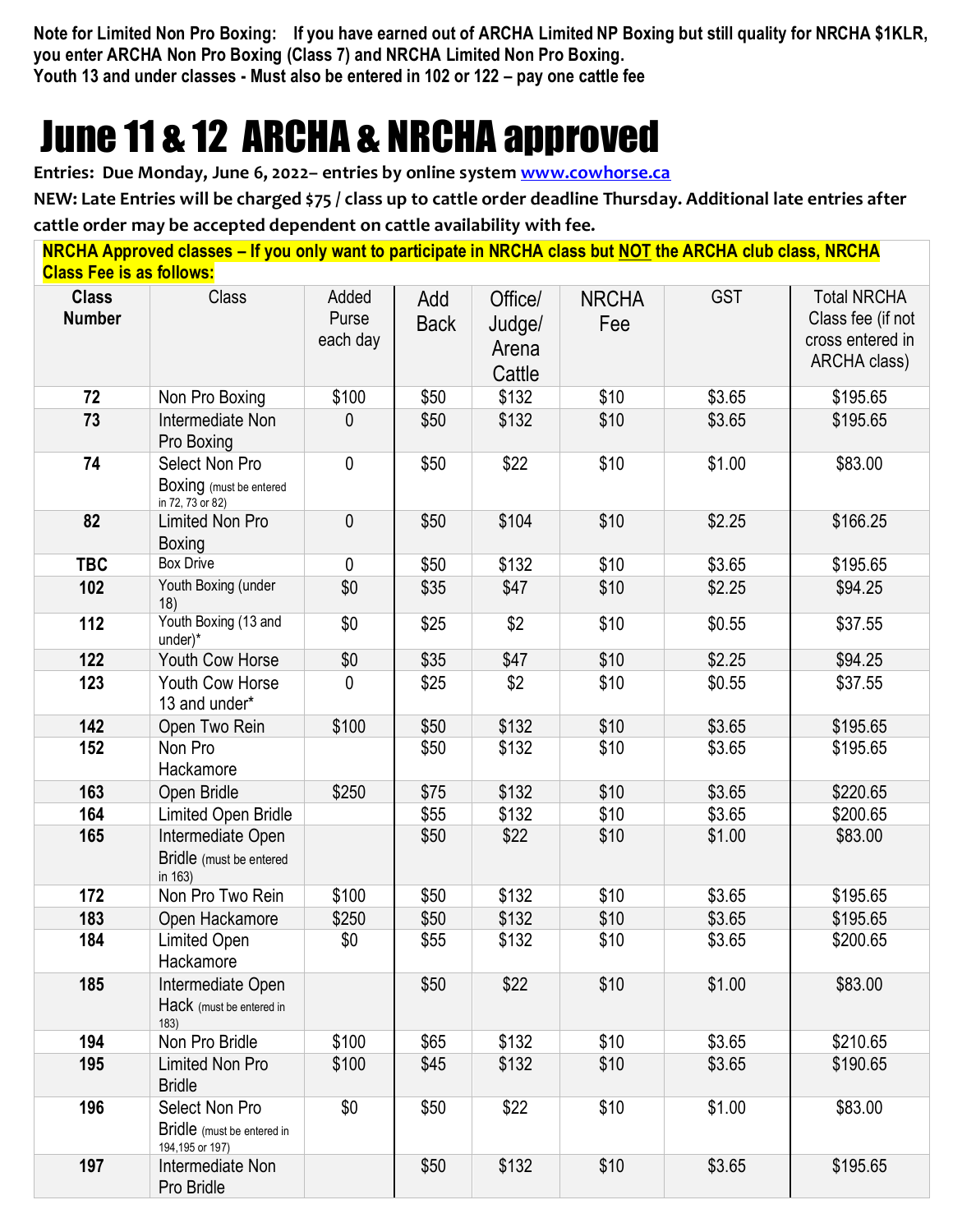**Note for Limited Non Pro Boxing: If you have earned out of ARCHA Limited NP Boxing but still quality for NRCHA $1KLR, you enter ARCHA Non Pro Boxing (Class 7) and NRCHA Limited Non Pro Boxing.**
**Youth 13 and under classes - Must also be entered in 102 or 122 – pay one cattle fee**

# June 11 & 12 ARCHA & NRCHA approved

**Entries: Due Monday, June 6, 2022– entries by online system www.cowhorse.ca**

**NEW: Late Entries will be charged $75 / class up to cattle order deadline Thursday. Additional late entries after cattle order may be accepted dependent on cattle availability with fee.**

**NRCHA Approved classes – If you only want to participate in NRCHA class but NOT the ARCHA club class, NRCHA Class Fee is as follows:**

| Class Number | Class | Added Purse each day | Add Back | Office/ Judge/ Arena Cattle | NRCHA Fee | GST | Total NRCHA Class fee (if not cross entered in ARCHA class) |
|---|---|---|---|---|---|---|---|
| 72 | Non Pro Boxing | $100 | $50 | $132 | $10 | $3.65 | $195.65 |
| 73 | Intermediate Non Pro Boxing | 0 | $50 | $132 | $10 | $3.65 | $195.65 |
| 74 | Select Non Pro Boxing (must be entered in 72, 73 or 82) | 0 | $50 | $22 | $10 | $1.00 | $83.00 |
| 82 | Limited Non Pro Boxing | 0 | $50 | $104 | $10 | $2.25 | $166.25 |
| TBC | Box Drive | 0 | $50 | $132 | $10 | $3.65 | $195.65 |
| 102 | Youth Boxing (under 18) | $0 | $35 | $47 | $10 | $2.25 | $94.25 |
| 112 | Youth Boxing (13 and under)* | $0 | $25 | $2 | $10 | $0.55 | $37.55 |
| 122 | Youth Cow Horse | $0 | $35 | $47 | $10 | $2.25 | $94.25 |
| 123 | Youth Cow Horse 13 and under* | 0 | $25 | $2 | $10 | $0.55 | $37.55 |
| 142 | Open Two Rein | $100 | $50 | $132 | $10 | $3.65 | $195.65 |
| 152 | Non Pro Hackamore | | $50 | $132 | $10 | $3.65 | $195.65 |
| 163 | Open Bridle | $250 | $75 | $132 | $10 | $3.65 | $220.65 |
| 164 | Limited Open Bridle | | $55 | $132 | $10 | $3.65 | $200.65 |
| 165 | Intermediate Open Bridle (must be entered in 163) | | $50 | $22 | $10 | $1.00 | $83.00 |
| 172 | Non Pro Two Rein | $100 | $50 | $132 | $10 | $3.65 | $195.65 |
| 183 | Open Hackamore | $250 | $50 | $132 | $10 | $3.65 | $195.65 |
| 184 | Limited Open Hackamore | $0 | $55 | $132 | $10 | $3.65 | $200.65 |
| 185 | Intermediate Open Hack (must be entered in 183) | | $50 | $22 | $10 | $1.00 | $83.00 |
| 194 | Non Pro Bridle | $100 | $65 | $132 | $10 | $3.65 | $210.65 |
| 195 | Limited Non Pro Bridle | $100 | $45 | $132 | $10 | $3.65 | $190.65 |
| 196 | Select Non Pro Bridle (must be entered in 194,195 or 197) | $0 | $50 | $22 | $10 | $1.00 | $83.00 |
| 197 | Intermediate Non Pro Bridle | | $50 | $132 | $10 | $3.65 | $195.65 |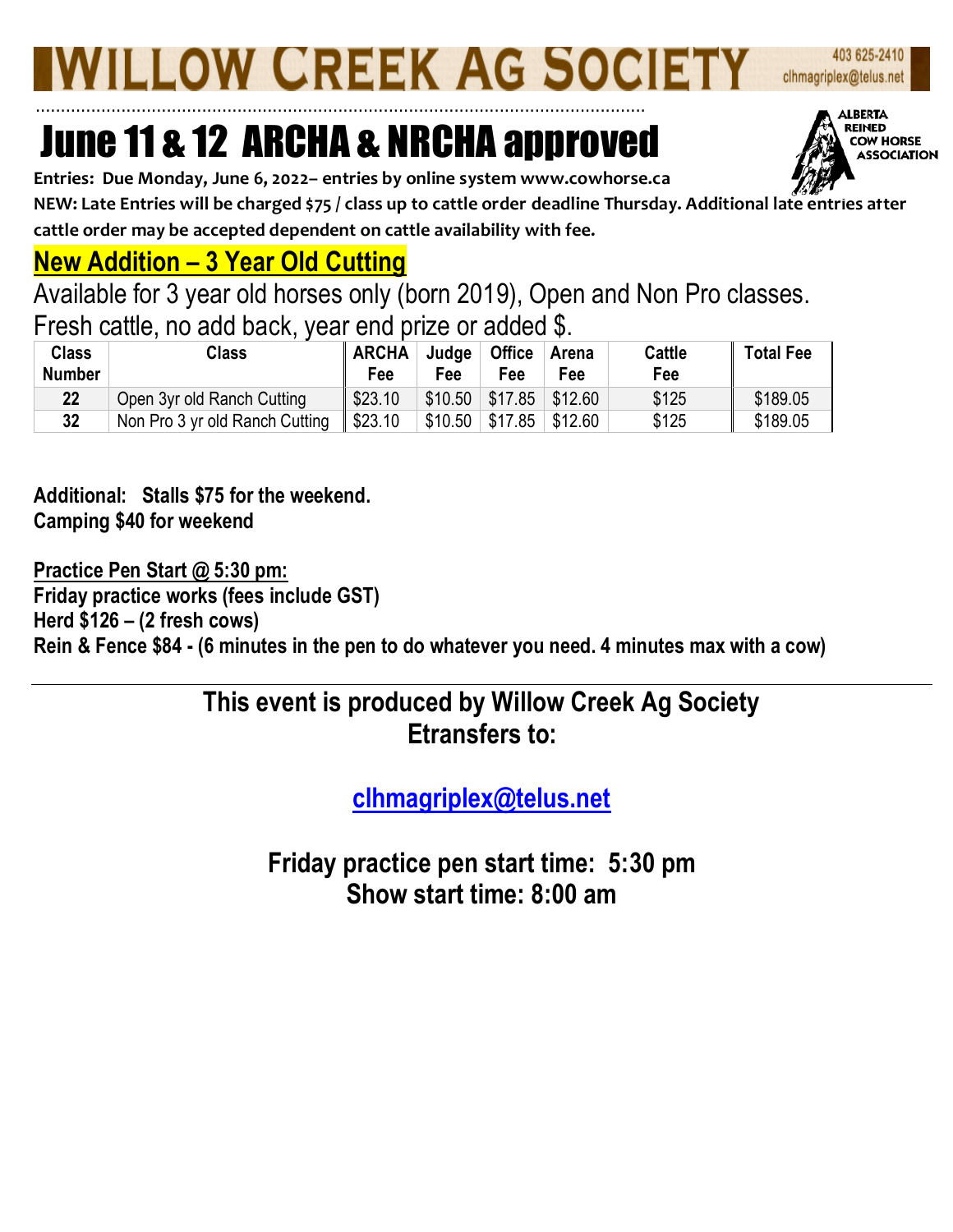# WILLOW CREEK AG SOCIETY

403 625-2410
clhmagriplex@telus.net

# June 11 & 12 ARCHA & NRCHA approved

ALBERTA REINED COW HORSE ASSOCIATION

**Entries: Due Monday, June 6, 2022– entries by online system www.cowhorse.ca**

**NEW: Late Entries will be charged $75 / class up to cattle order deadline Thursday. Additional late entries after cattle order may be accepted dependent on cattle availability with fee.**

## New Addition – 3 Year Old Cutting

Available for 3 year old horses only (born 2019), Open and Non Pro classes. Fresh cattle, no add back, year end prize or added $.

| Class Number | Class | ARCHA Fee | Judge Fee | Office Fee | Arena Fee | Cattle Fee | Total Fee |
|---|---|---|---|---|---|---|---|
| 22 | Open 3yr old Ranch Cutting | $23.10 | $10.50 | $17.85 | $12.60 | $125 | $189.05 |
| 32 | Non Pro 3 yr old Ranch Cutting | $23.10 | $10.50 | $17.85 | $12.60 | $125 | $189.05 |

**Additional: Stalls $75 for the weekend.**
**Camping $40 for weekend**

**Practice Pen Start @ 5:30 pm:**
**Friday practice works (fees include GST)**
**Herd $126 – (2 fresh cows)**
**Rein & Fence $84 - (6 minutes in the pen to do whatever you need. 4 minutes max with a cow)**

---

**This event is produced by Willow Creek Ag Society**
**Etransfers to:**

**clhmagriplex@telus.net**

**Friday practice pen start time: 5:30 pm**
**Show start time: 8:00 am**